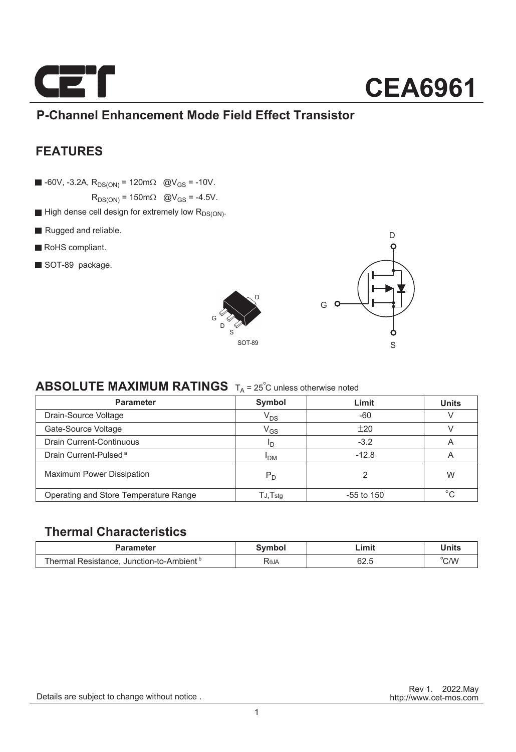# CEA6961

## P-Channel Enhancement Mode Field Effect Transistor

## FEATURES

- -60V, -3.2A, $R_{DS(ON)}$ = 120mΩ @$V_{GS}$ = -10V.
  $R_{DS(ON)}$ = 150mΩ @$V_{GS}$ = -4.5V.
- High dense cell design for extremely low $R_{DS(ON)}$.
- Rugged and reliable.
- RoHS compliant.
- SOT-89 package.

G D S

SOT-89

D G S

## ABSOLUTE MAXIMUM RATINGS $T_A$ = 25°C unless otherwise noted

| Parameter | Symbol | Limit | Units |
|---|---|---|---|
| Drain-Source Voltage | $V_{DS}$ | -60 | V |
| Gate-Source Voltage | $V_{GS}$ | ±20 | V |
| Drain Current-Continuous | $I_D$ | -3.2 | A |
| Drain Current-Pulsed [a] | $I_{DM}$ | -12.8 | A |
| Maximum Power Dissipation | $P_D$ | 2 | W |
| Operating and Store Temperature Range | $T_J$,$T_{stg}$ | -55 to 150 | °C |

## Thermal Characteristics

| Parameter | Symbol | Limit | Units |
|---|---|---|---|
| Thermal Resistance, Junction-to-Ambient [b] | $R_{\theta JA}$ | 62.5 | °C/W |

Details are subject to change without notice .

Rev 1. 2022.May
http://www.cet-mos.com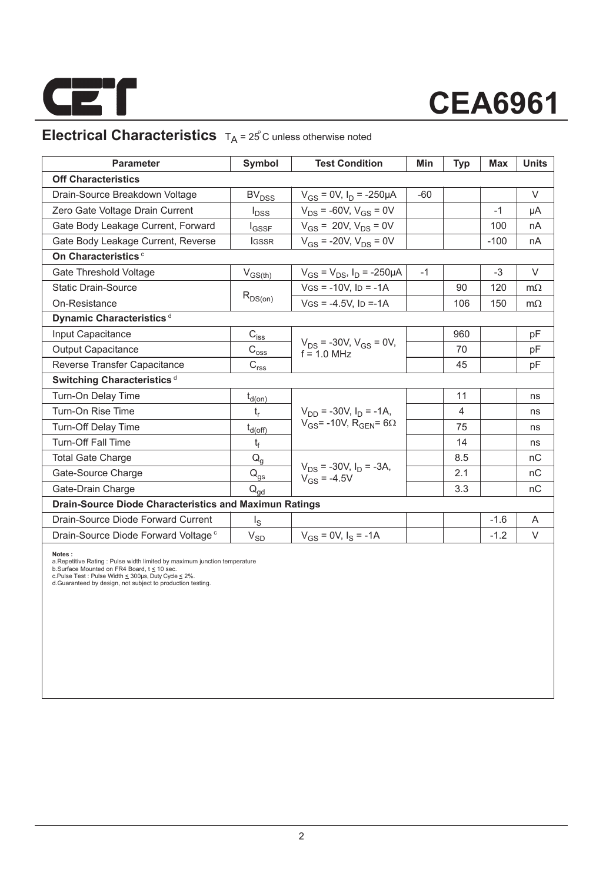# CEA6961

## Electrical Characteristics $T_A = 25^\circ C$ unless otherwise noted

| Parameter | Symbol | Test Condition | Min | Typ | Max | Units |
|---|---|---|---|---|---|---|
| **Off Characteristics** | | | | | | |
| Drain-Source Breakdown Voltage | $BV_{DSS}$ | $V_{GS}$ = 0V, $I_D$ = -250µA | -60 | | | V |
| Zero Gate Voltage Drain Current | $I_{DSS}$ | $V_{DS}$ = -60V, $V_{GS}$ = 0V | | | -1 | µA |
| Gate Body Leakage Current, Forward | $I_{GSSF}$ | $V_{GS}$ = 20V, $V_{DS}$ = 0V | | | 100 | nA |
| Gate Body Leakage Current, Reverse | $I_{GSSR}$ | $V_{GS}$ = -20V, $V_{DS}$ = 0V | | | -100 | nA |
| **On Characteristics** [c] | | | | | | |
| Gate Threshold Voltage | $V_{GS(th)}$ | $V_{GS}$ = $V_{DS}$, $I_D$ = -250µA | -1 | | -3 | V |
| Static Drain-Source | $R_{DS(on)}$ | $V_{GS}$ = -10V, $I_D$ = -1A | | 90 | 120 | mΩ |
| On-Resistance | | $V_{GS}$ = -4.5V, $I_D$ =-1A | | 106 | 150 | mΩ |
| **Dynamic Characteristics** [d] | | | | | | |
| Input Capacitance | $C_{iss}$ | $V_{DS}$ = -30V, $V_{GS}$ = 0V, f = 1.0 MHz | | 960 | | pF |
| Output Capacitance | $C_{oss}$ | | | 70 | | pF |
| Reverse Transfer Capacitance | $C_{rss}$ | | | 45 | | pF |
| **Switching Characteristics** [d] | | | | | | |
| Turn-On Delay Time | $t_{d(on)}$ | $V_{DD}$ = -30V, $I_D$ = -1A, $V_{GS}$= -10V, $R_{GEN}$= 6Ω | | 11 | | ns |
| Turn-On Rise Time | $t_r$ | | | 4 | | ns |
| Turn-Off Delay Time | $t_{d(off)}$ | | | 75 | | ns |
| Turn-Off Fall Time | $t_f$ | | | 14 | | ns |
| Total Gate Charge | $Q_g$ | $V_{DS}$ = -30V, $I_D$ = -3A, $V_{GS}$ = -4.5V | | 8.5 | | nC |
| Gate-Source Charge | $Q_{gs}$ | | | 2.1 | | nC |
| Gate-Drain Charge | $Q_{gd}$ | | | 3.3 | | nC |
| **Drain-Source Diode Characteristics and Maximun Ratings** | | | | | | |
| Drain-Source Diode Forward Current | $I_S$ | | | | -1.6 | A |
| Drain-Source Diode Forward Voltage [c] | $V_{SD}$ | $V_{GS}$ = 0V, $I_S$ = -1A | | | -1.2 | V |

**Notes :**
a.Repetitive Rating : Pulse width limited by maximum junction temperature
b.Surface Mounted on FR4 Board, t ≤ 10 sec.
c.Pulse Test : Pulse Width ≤ 300µs, Duty Cycle ≤ 2%.
d.Guaranteed by design, not subject to production testing.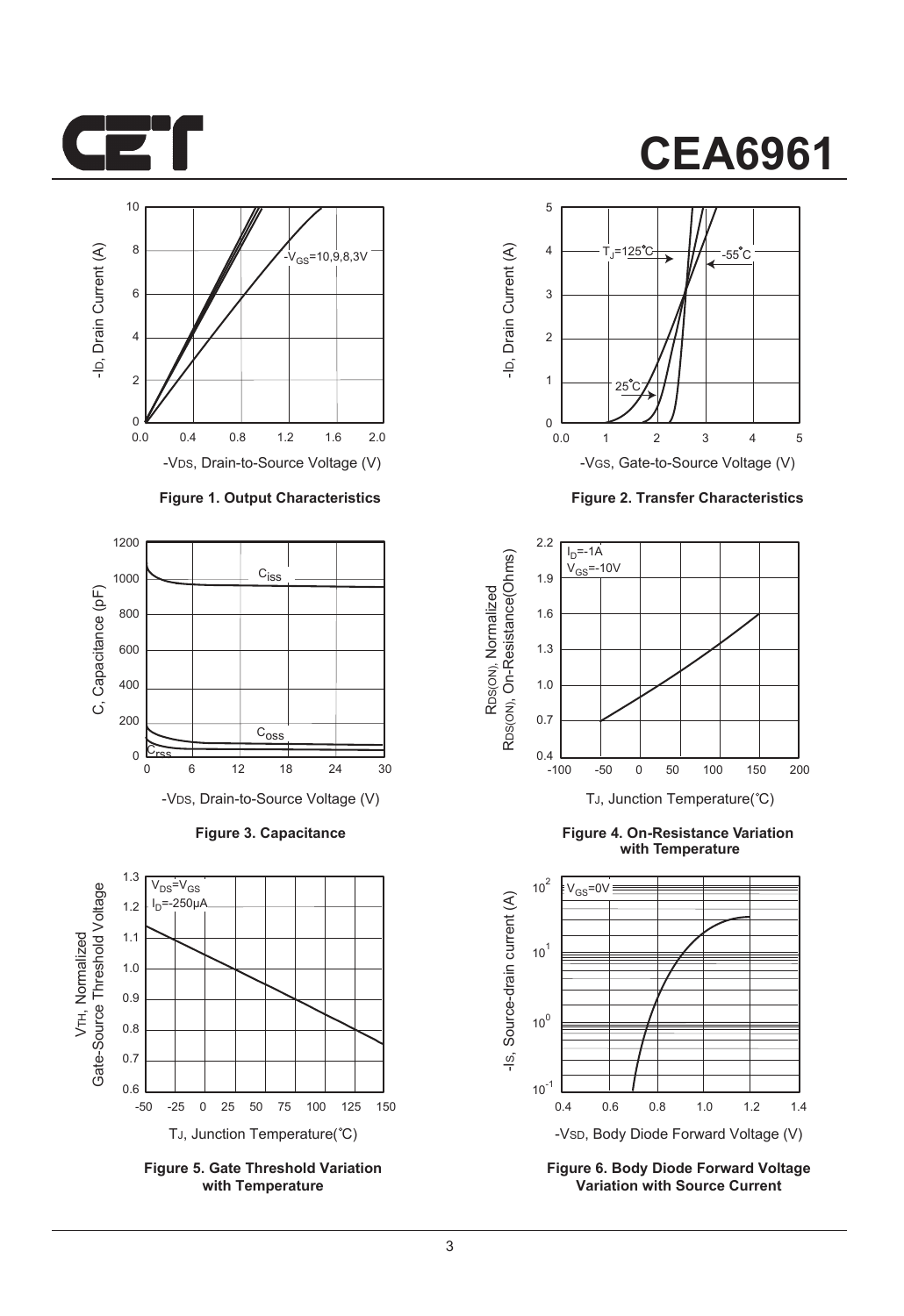Figure 1. Output Characteristics

Figure 2. Transfer Characteristics

Figure 3. Capacitance

Figure 4. On-Resistance Variation with Temperature

Figure 5. Gate Threshold Variation with Temperature

Figure 6. Body Diode Forward Voltage Variation with Source Current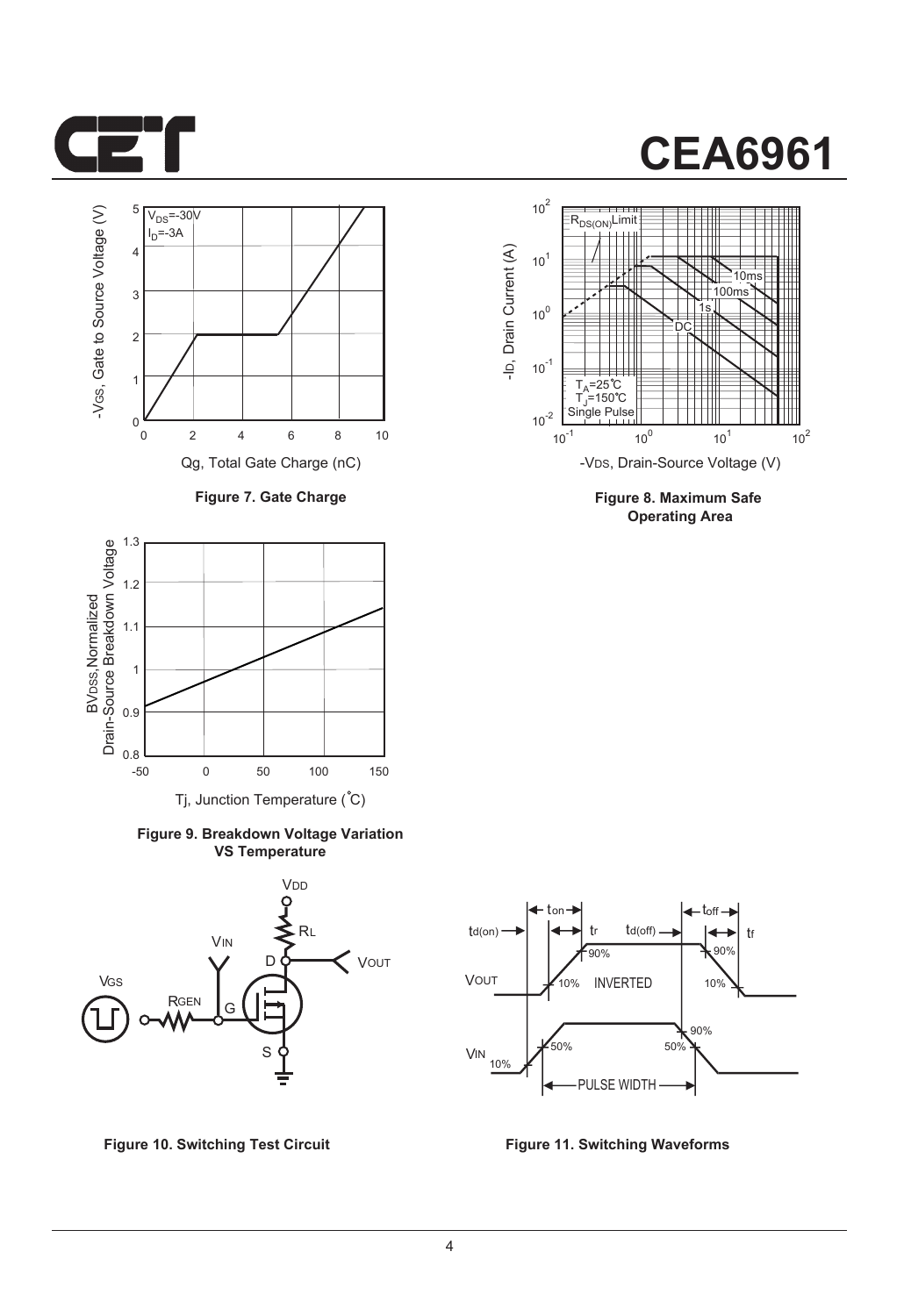# CEA6961

Figure 7. Gate Charge

Figure 8. Maximum Safe Operating Area

Figure 9. Breakdown Voltage Variation VS Temperature

Figure 10. Switching Test Circuit

Figure 11. Switching Waveforms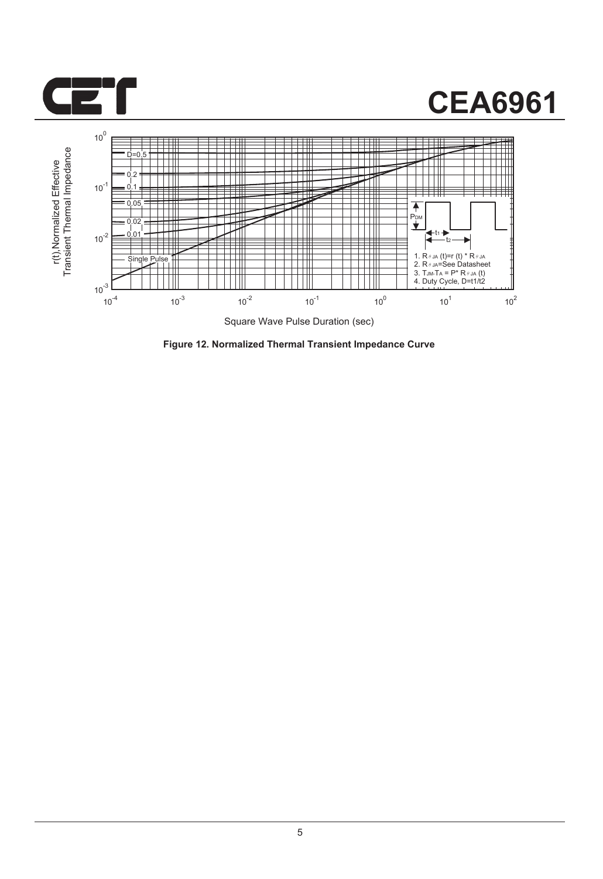r(t),Normalized Effective Transient Thermal Impedance

$10^{0}$

$10^{-1}$

$10^{-2}$

$10^{-3}$

D=0.5

0.2

0.1

0.05

0.02

0.01

Single Pulse

$P_{DM}$

$t_1$

$t_2$

1. $R_{\theta JA}(t) = r(t) * R_{\theta JA}$
2. $R_{\theta JA}$=See Datasheet
3. $T_{JM}-T_A = P * R_{\theta JA}(t)$
4. Duty Cycle, D=t1/t2

$10^{-4}$ $10^{-3}$ $10^{-2}$ $10^{-1}$ $10^{0}$ $10^{1}$ $10^{2}$

Square Wave Pulse Duration (sec)

**Figure 12. Normalized Thermal Transient Impedance Curve**